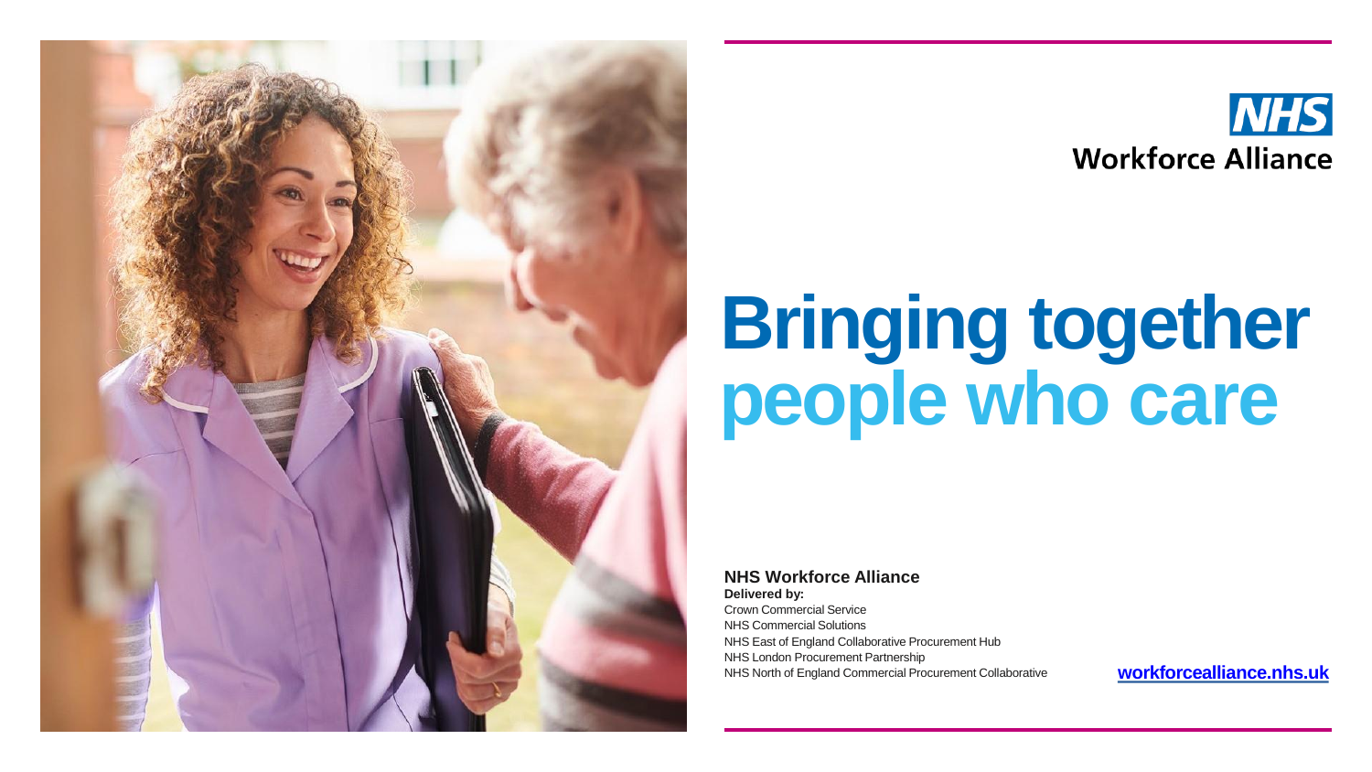NHS
Workforce Alliance

# Bringing together people who care

**NHS Workforce Alliance**

**Delivered by:**

Crown Commercial Service
NHS Commercial Solutions
NHS East of England Collaborative Procurement Hub
NHS London Procurement Partnership
NHS North of England Commercial Procurement Collaborative

**workforcealliance.nhs.uk**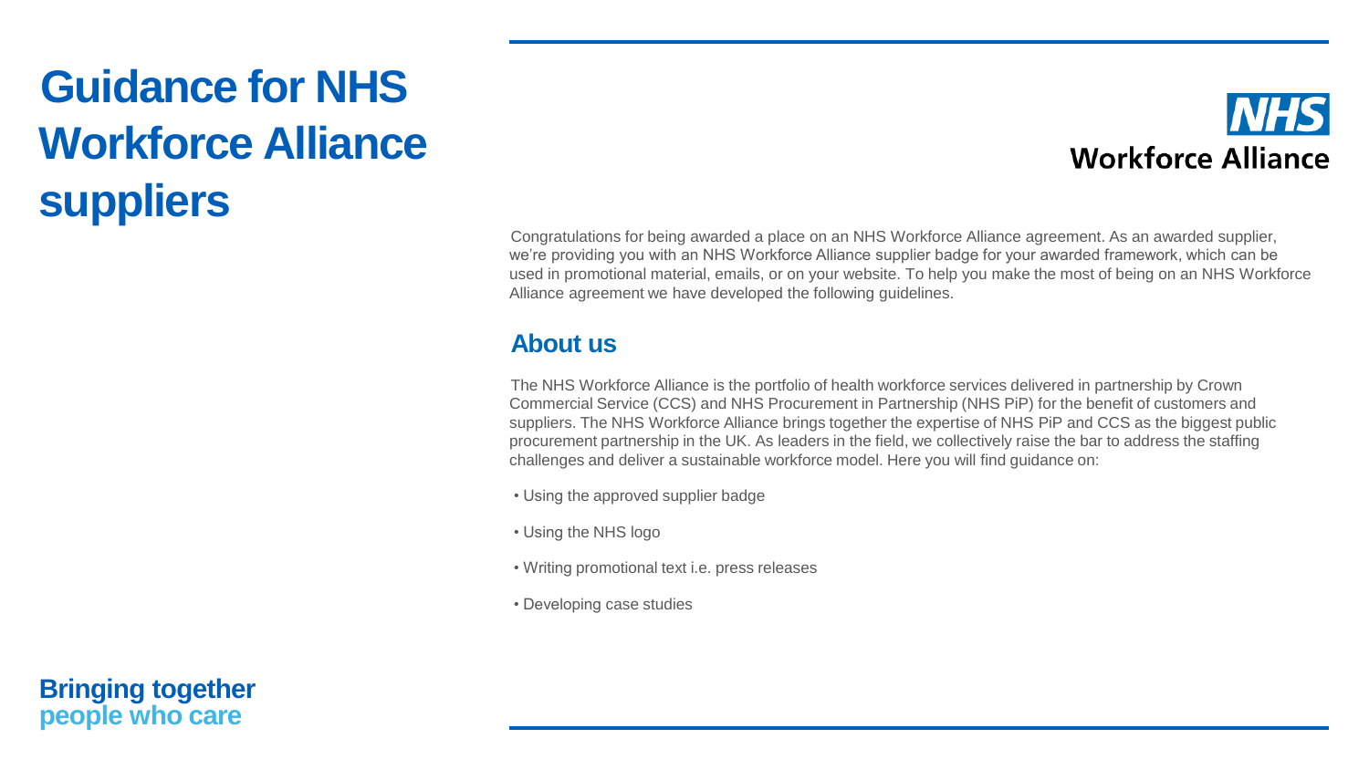# Guidance for NHS Workforce Alliance suppliers

NHS Workforce Alliance

Congratulations for being awarded a place on an NHS Workforce Alliance agreement. As an awarded supplier, we're providing you with an NHS Workforce Alliance supplier badge for your awarded framework, which can be used in promotional material, emails, or on your website. To help you make the most of being on an NHS Workforce Alliance agreement we have developed the following guidelines.

## About us

The NHS Workforce Alliance is the portfolio of health workforce services delivered in partnership by Crown Commercial Service (CCS) and NHS Procurement in Partnership (NHS PiP) for the benefit of customers and suppliers. The NHS Workforce Alliance brings together the expertise of NHS PiP and CCS as the biggest public procurement partnership in the UK. As leaders in the field, we collectively raise the bar to address the staffing challenges and deliver a sustainable workforce model. Here you will find guidance on:

- Using the approved supplier badge
- Using the NHS logo
- Writing promotional text i.e. press releases
- Developing case studies

**Bringing together people who care**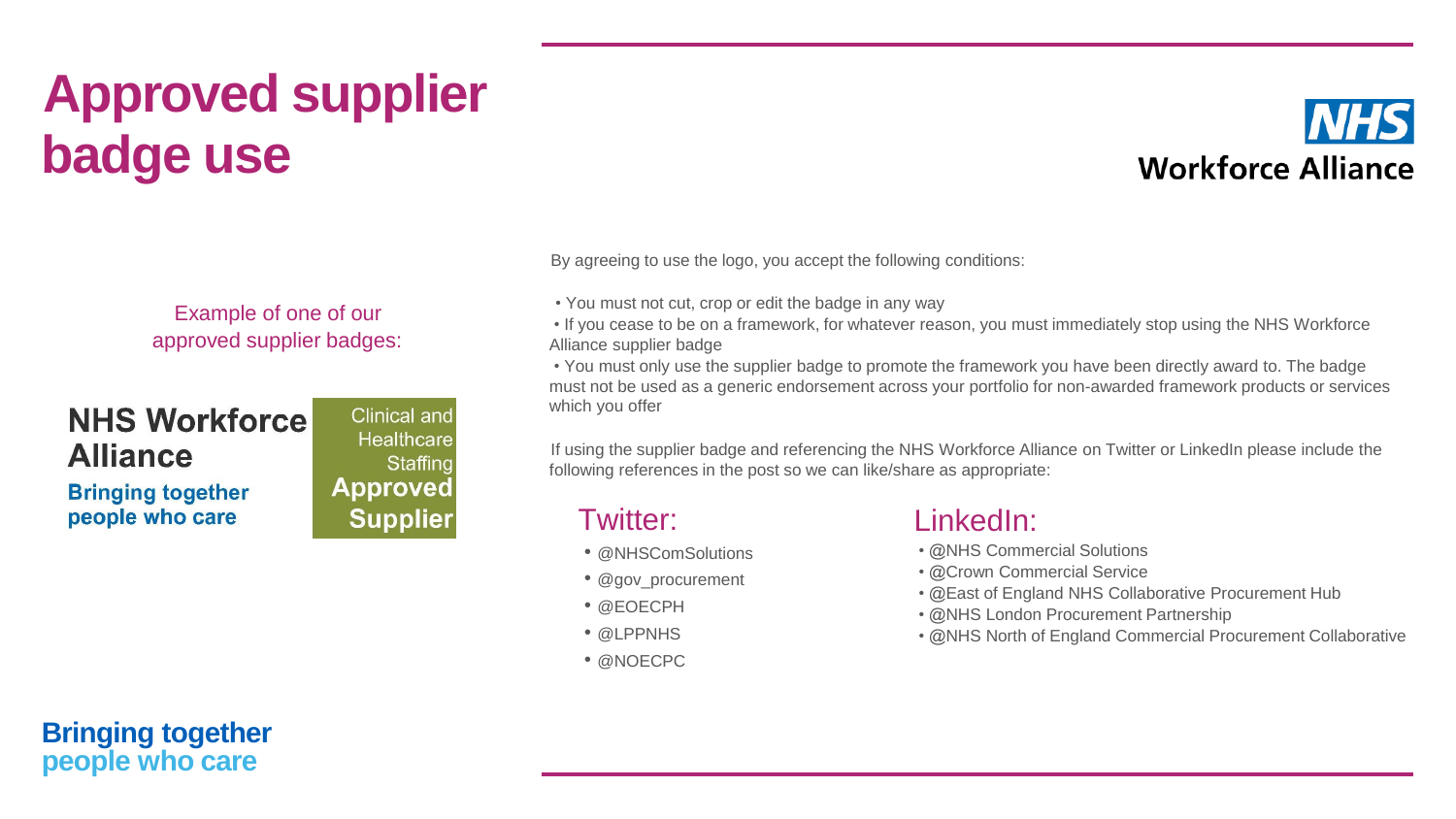# Approved supplier badge use

NHS Workforce Alliance

Example of one of our approved supplier badges:

NHS Workforce Alliance
Bringing together people who care

Clinical and Healthcare Staffing
**Approved Supplier**

By agreeing to use the logo, you accept the following conditions:

- You must not cut, crop or edit the badge in any way
- If you cease to be on a framework, for whatever reason, you must immediately stop using the NHS Workforce Alliance supplier badge
- You must only use the supplier badge to promote the framework you have been directly award to. The badge must not be used as a generic endorsement across your portfolio for non-awarded framework products or services which you offer

If using the supplier badge and referencing the NHS Workforce Alliance on Twitter or LinkedIn please include the following references in the post so we can like/share as appropriate:

## Twitter:

- @NHSComSolutions
- @gov_procurement
- @EOECPH
- @LPPNHS
- @NOECPC

## LinkedIn:

- @NHS Commercial Solutions
- @Crown Commercial Service
- @East of England NHS Collaborative Procurement Hub
- @NHS London Procurement Partnership
- @NHS North of England Commercial Procurement Collaborative

**Bringing together people who care**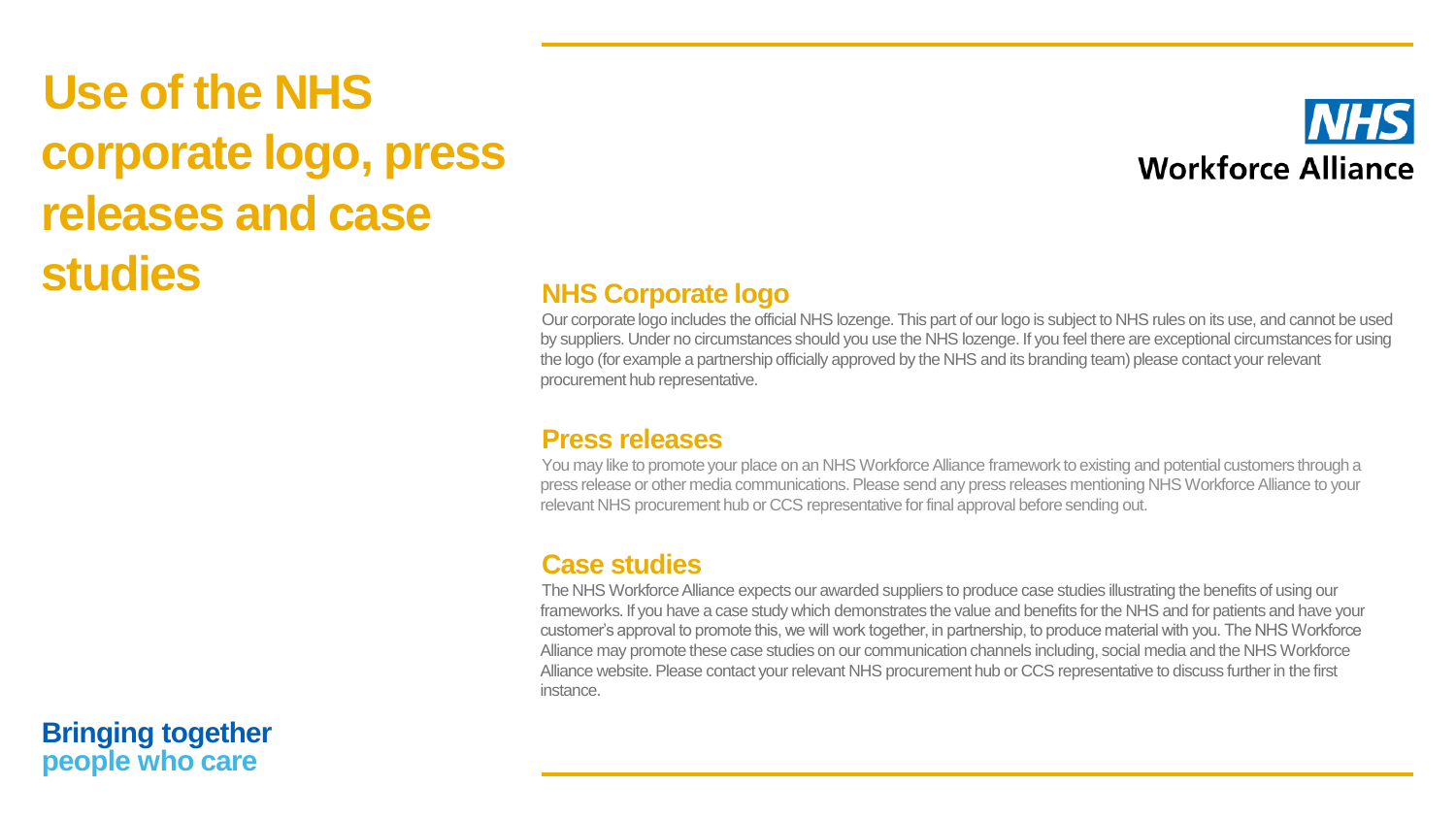# Use of the NHS corporate logo, press releases and case studies

NHS Workforce Alliance

## NHS Corporate logo

Our corporate logo includes the official NHS lozenge. This part of our logo is subject to NHS rules on its use, and cannot be used by suppliers. Under no circumstances should you use the NHS lozenge. If you feel there are exceptional circumstances for using the logo (for example a partnership officially approved by the NHS and its branding team) please contact your relevant procurement hub representative.

## Press releases

You may like to promote your place on an NHS Workforce Alliance framework to existing and potential customers through a press release or other media communications. Please send any press releases mentioning NHS Workforce Alliance to your relevant NHS procurement hub or CCS representative for final approval before sending out.

## Case studies

The NHS Workforce Alliance expects our awarded suppliers to produce case studies illustrating the benefits of using our frameworks. If you have a case study which demonstrates the value and benefits for the NHS and for patients and have your customer's approval to promote this, we will work together, in partnership, to produce material with you. The NHS Workforce Alliance may promote these case studies on our communication channels including, social media and the NHS Workforce Alliance website. Please contact your relevant NHS procurement hub or CCS representative to discuss further in the first instance.

**Bringing together people who care**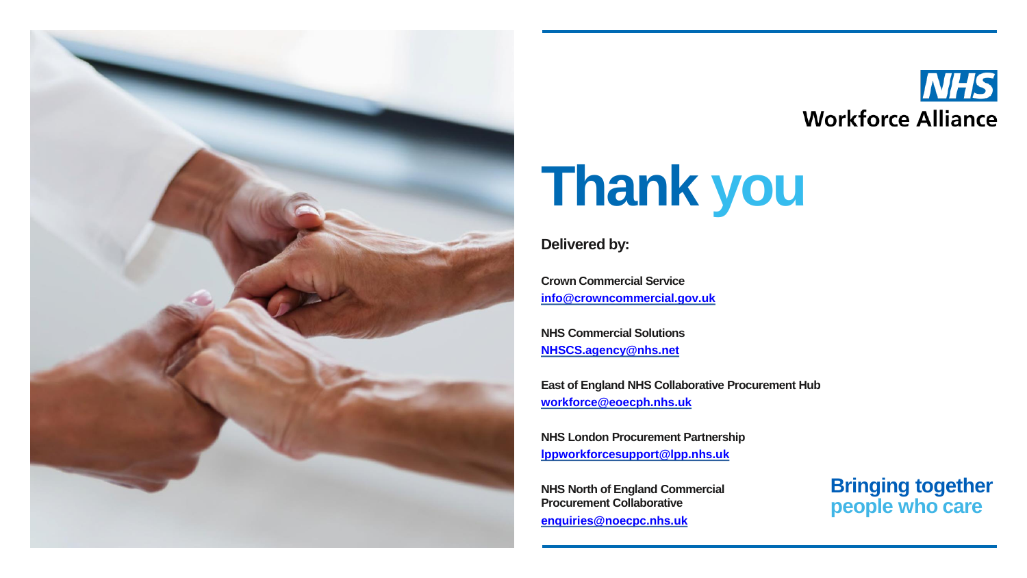NHS Workforce Alliance

# Thank you

**Delivered by:**

**Crown Commercial Service**
**info@crowncommercial.gov.uk**

**NHS Commercial Solutions**
**NHSCS.agency@nhs.net**

**East of England NHS Collaborative Procurement Hub**
**workforce@eoecph.nhs.uk**

**NHS London Procurement Partnership**
**lppworkforcesupport@lpp.nhs.uk**

**NHS North of England Commercial Procurement Collaborative**
**enquiries@noecpc.nhs.uk**

**Bringing together people who care**